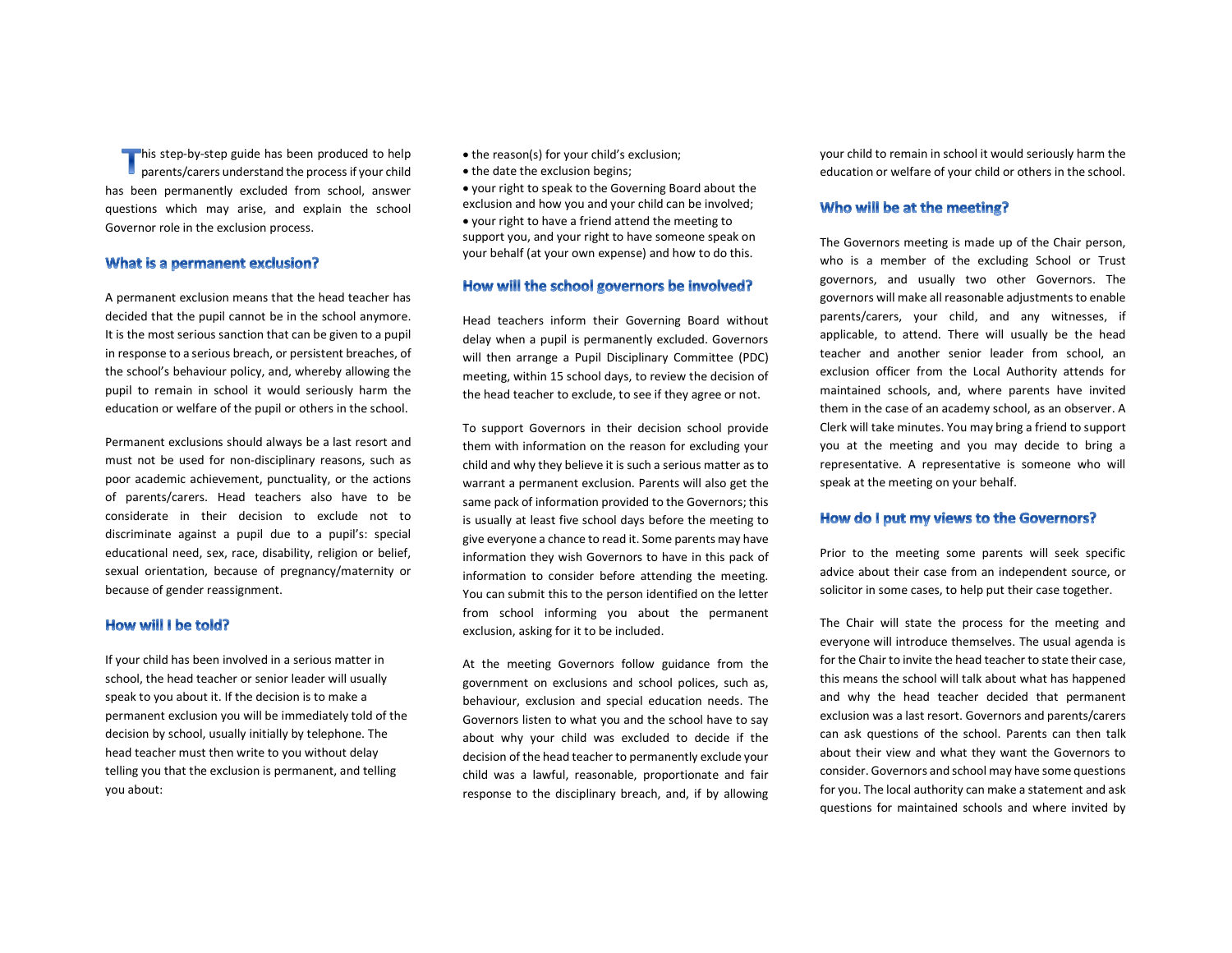This step-by-step guide has been produced to help parents/carers understand the process if your child has been permanently excluded from school, answer questions which may arise, and explain the school Governor role in the exclusion process.

## What is a permanent exclusion?

A permanent exclusion means that the head teacher has decided that the pupil cannot be in the school anymore. It is the most serious sanction that can be given to a pupil in response to a serious breach, or persistent breaches, of the school's behaviour policy, and, whereby allowing the pupil to remain in school it would seriously harm the education or welfare of the pupil or others in the school.

Permanent exclusions should always be a last resort and must not be used for non-disciplinary reasons, such as poor academic achievement, punctuality, or the actions of parents/carers. Head teachers also have to be considerate in their decision to exclude not to discriminate against a pupil due to a pupil's: special educational need, sex, race, disability, religion or belief, sexual orientation, because of pregnancy/maternity or because of gender reassignment.

## How will I be told?

If your child has been involved in a serious matter in school, the head teacher or senior leader will usually speak to you about it. If the decision is to make a permanent exclusion you will be immediately told of the decision by school, usually initially by telephone. The head teacher must then write to you without delay telling you that the exclusion is permanent, and telling you about:

- the reason(s) for your child's exclusion;
- the date the exclusion begins;
- your right to speak to the Governing Board about the exclusion and how you and your child can be involved;
- your right to have a friend attend the meeting to support you, and your right to have someone speak on your behalf (at your own expense) and how to do this.

## How will the school governors be involved?

Head teachers inform their Governing Board without delay when a pupil is permanently excluded. Governors will then arrange a Pupil Disciplinary Committee (PDC) meeting, within 15 school days, to review the decision of the head teacher to exclude, to see if they agree or not.

To support Governors in their decision school provide them with information on the reason for excluding your child and why they believe it is such a serious matter as to warrant a permanent exclusion. Parents will also get the same pack of information provided to the Governors; this is usually at least five school days before the meeting to give everyone a chance to read it. Some parents may have information they wish Governors to have in this pack of information to consider before attending the meeting. You can submit this to the person identified on the letter from school informing you about the permanent exclusion, asking for it to be included.

At the meeting Governors follow guidance from the government on exclusions and school polices, such as, behaviour, exclusion and special education needs. The Governors listen to what you and the school have to say about why your child was excluded to decide if the decision of the head teacher to permanently exclude your child was a lawful, reasonable, proportionate and fair response to the disciplinary breach, and, if by allowing your child to remain in school it would seriously harm the education or welfare of your child or others in the school.

## Who will be at the meeting?

The Governors meeting is made up of the Chair person, who is a member of the excluding School or Trust governors, and usually two other Governors. The governors will make all reasonable adjustments to enable parents/carers, your child, and any witnesses, if applicable, to attend. There will usually be the head teacher and another senior leader from school, an exclusion officer from the Local Authority attends for maintained schools, and, where parents have invited them in the case of an academy school, as an observer. A Clerk will take minutes. You may bring a friend to support you at the meeting and you may decide to bring a representative. A representative is someone who will speak at the meeting on your behalf.

## How do I put my views to the Governors?

Prior to the meeting some parents will seek specific advice about their case from an independent source, or solicitor in some cases, to help put their case together.

The Chair will state the process for the meeting and everyone will introduce themselves. The usual agenda is for the Chair to invite the head teacher to state their case, this means the school will talk about what has happened and why the head teacher decided that permanent exclusion was a last resort. Governors and parents/carers can ask questions of the school. Parents can then talk about their view and what they want the Governors to consider. Governors and school may have some questions for you. The local authority can make a statement and ask questions for maintained schools and where invited by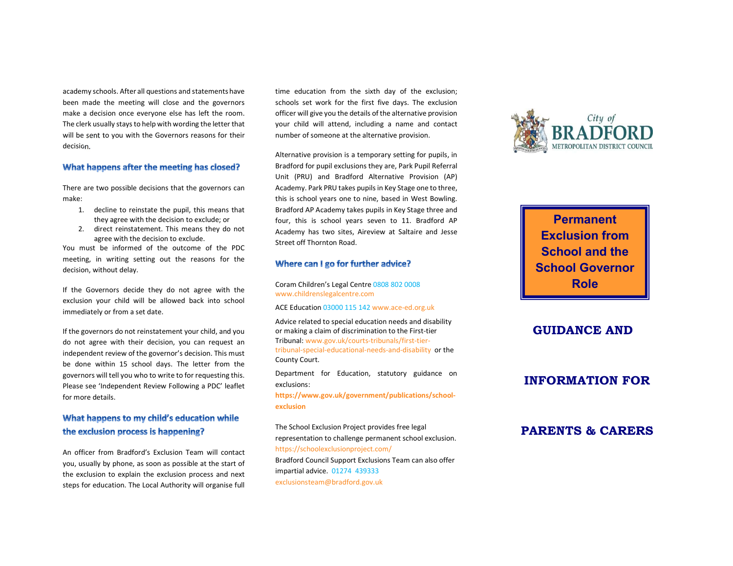academy schools. After all questions and statements have been made the meeting will close and the governors make a decision once everyone else has left the room. The clerk usually stays to help with wording the letter that will be sent to you with the Governors reasons for their decision.

## What happens after the meeting has closed?

There are two possible decisions that the governors can make:

1. decline to reinstate the pupil, this means that they agree with the decision to exclude; or
2. direct reinstatement. This means they do not agree with the decision to exclude.

You must be informed of the outcome of the PDC meeting, in writing setting out the reasons for the decision, without delay.

If the Governors decide they do not agree with the exclusion your child will be allowed back into school immediately or from a set date.

If the governors do not reinstatement your child, and you do not agree with their decision, you can request an independent review of the governor's decision. This must be done within 15 school days. The letter from the governors will tell you who to write to for requesting this. Please see 'Independent Review Following a PDC' leaflet for more details.

## What happens to my child's education while the exclusion process is happening?

An officer from Bradford's Exclusion Team will contact you, usually by phone, as soon as possible at the start of the exclusion to explain the exclusion process and next steps for education. The Local Authority will organise full time education from the sixth day of the exclusion; schools set work for the first five days. The exclusion officer will give you the details of the alternative provision your child will attend, including a name and contact number of someone at the alternative provision.

Alternative provision is a temporary setting for pupils, in Bradford for pupil exclusions they are, Park Pupil Referral Unit (PRU) and Bradford Alternative Provision (AP) Academy. Park PRU takes pupils in Key Stage one to three, this is school years one to nine, based in West Bowling. Bradford AP Academy takes pupils in Key Stage three and four, this is school years seven to 11. Bradford AP Academy has two sites, Aireview at Saltaire and Jesse Street off Thornton Road.

## Where can I go for further advice?

Coram Children's Legal Centre 0808 802 0008 www.childrenslegalcentre.com

ACE Education 03000 115 142 www.ace-ed.org.uk

Advice related to special education needs and disability or making a claim of discrimination to the First-tier Tribunal: www.gov.uk/courts-tribunals/first-tier-tribunal-special-educational-needs-and-disability or the County Court.

Department for Education, statutory guidance on exclusions:

**https://www.gov.uk/government/publications/school-exclusion**

The School Exclusion Project provides free legal representation to challenge permanent school exclusion. https://schoolexclusionproject.com/

Bradford Council Support Exclusions Team can also offer impartial advice. 01274 439333 exclusionsteam@bradford.gov.uk

City of BRADFORD METROPOLITAN DISTRICT COUNCIL

# Permanent Exclusion from School and the School Governor Role

## GUIDANCE AND INFORMATION FOR PARENTS & CARERS